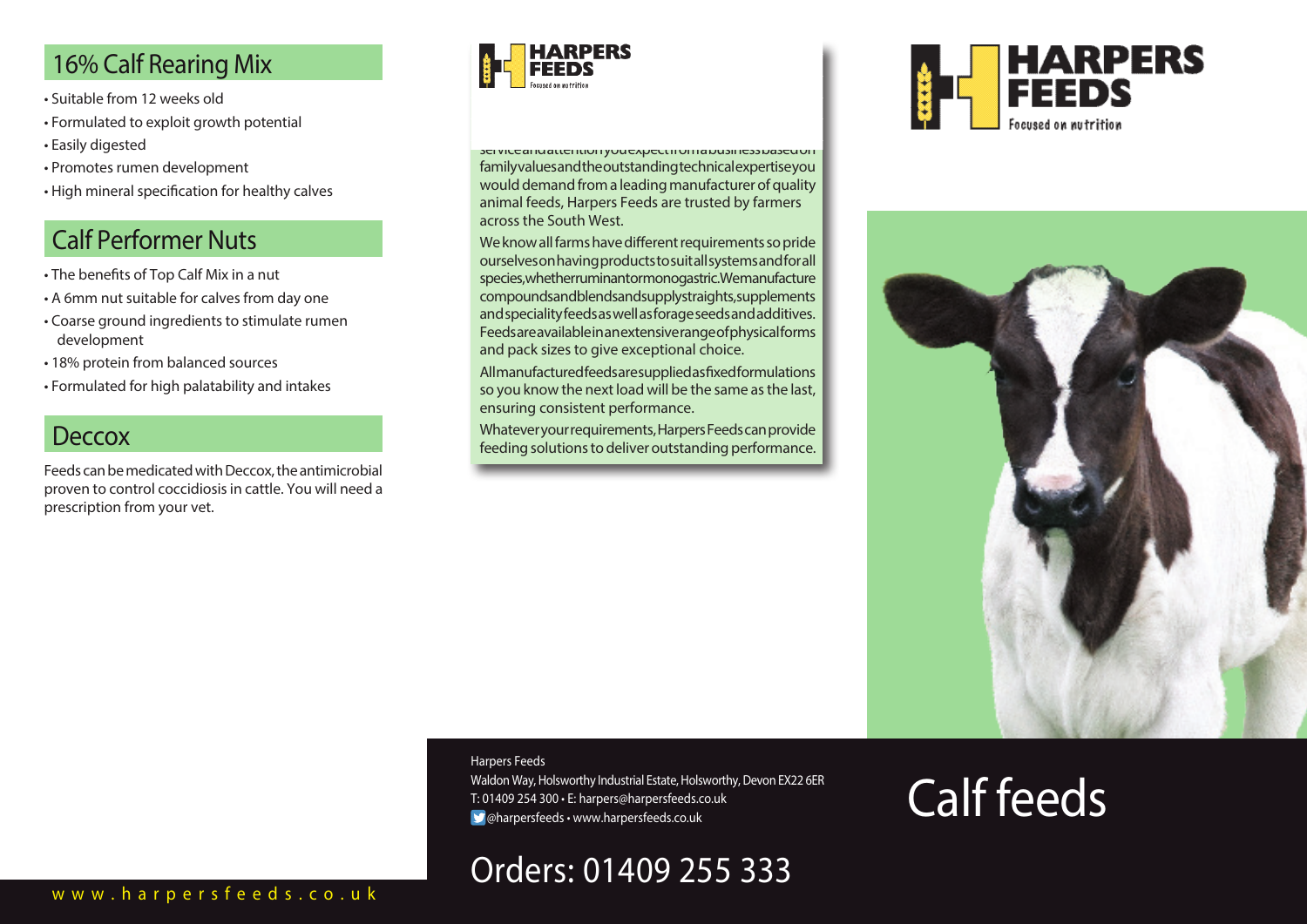## 16% Calf Rearing Mix

- Suitable from 12 weeks old
- Formulated to exploit growth potential
- Easily digested
- Promotes rumen development
- High mineral specification for healthy calves

## Calf Performer Nuts

- The benefits of Top Calf Mix in a nut
- A 6mm nut suitable for calves from day one
- Coarse ground ingredients to stimulate rumen development
- 18% protein from balanced sources
- Formulated for high palatability and intakes

## Deccox

Feeds can be medicated with Deccox, the antimicrobial proven to control coccidiosis in cattle. You will need a prescription from your vet.

www.harpersfeeds.co.uk

HARPERS FEEDS
Focused on nutrition

service and attention you expect from a business based on family values and the outstanding technical expertise you would demand from a leading manufacturer of quality animal feeds, Harpers Feeds are trusted by farmers across the South West.

We know all farms have different requirements so pride ourselves on having products to suit all systems and for all species, whether ruminant or monogastric. We manufacture compounds and blends and supply straights, supplements and speciality feeds as well as forage seeds and additives. Feeds are available in an extensive range of physical forms and pack sizes to give exceptional choice.

All manufactured feeds are supplied as fixed formulations so you know the next load will be the same as the last, ensuring consistent performance.

Whatever your requirements, Harpers Feeds can provide feeding solutions to deliver outstanding performance.

Harpers Feeds
Waldon Way, Holsworthy Industrial Estate, Holsworthy, Devon EX22 6ER
T: 01409 254 300 • E: harpers@harpersfeeds.co.uk
@harpersfeeds • www.harpersfeeds.co.uk

Orders: 01409 255 333

HARPERS FEEDS
Focused on nutrition

# Calf feeds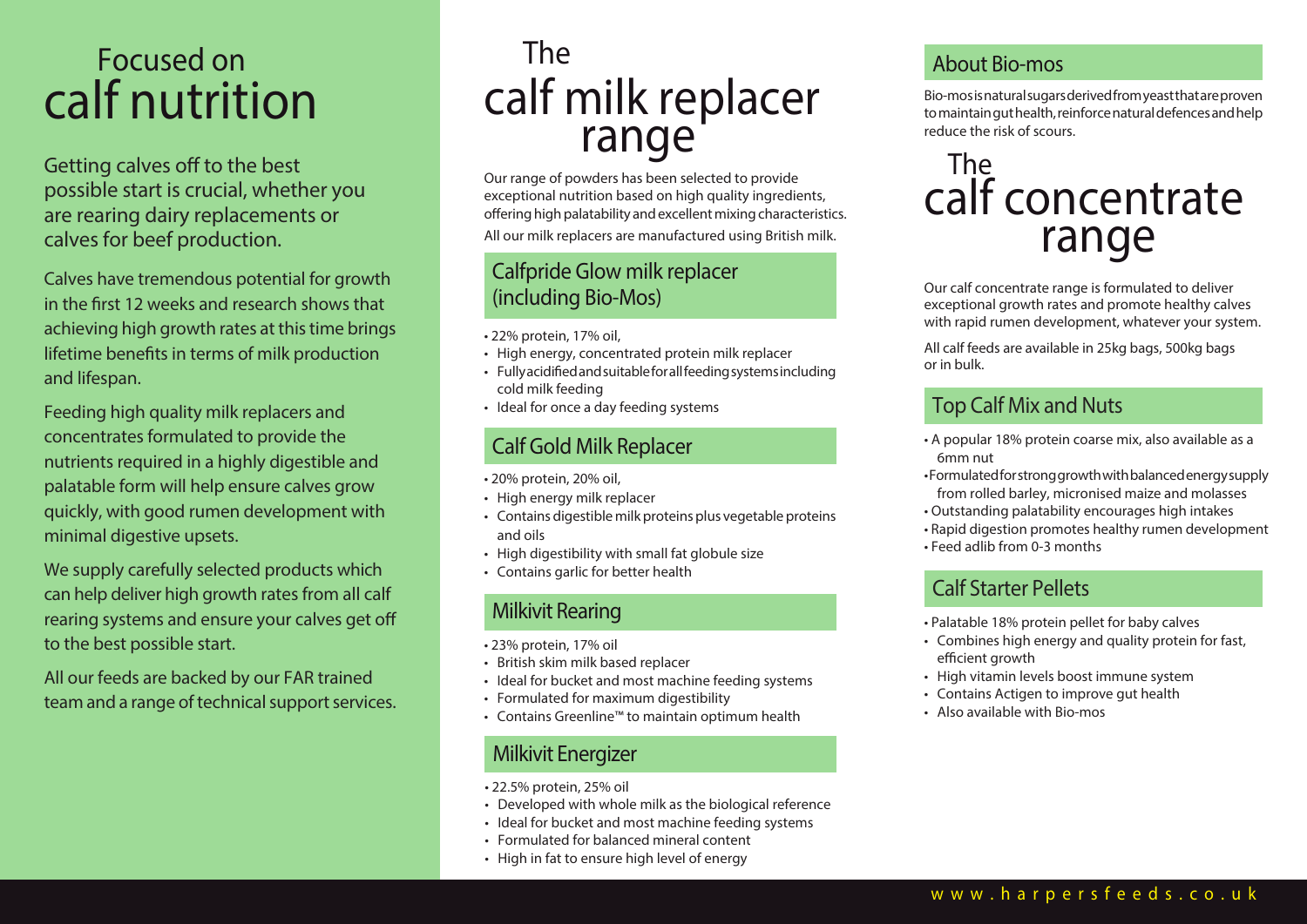# Focused on calf nutrition

Getting calves off to the best possible start is crucial, whether you are rearing dairy replacements or calves for beef production.

Calves have tremendous potential for growth in the first 12 weeks and research shows that achieving high growth rates at this time brings lifetime benefits in terms of milk production and lifespan.

Feeding high quality milk replacers and concentrates formulated to provide the nutrients required in a highly digestible and palatable form will help ensure calves grow quickly, with good rumen development with minimal digestive upsets.

We supply carefully selected products which can help deliver high growth rates from all calf rearing systems and ensure your calves get off to the best possible start.

All our feeds are backed by our FAR trained team and a range of technical support services.

# The calf milk replacer range

Our range of powders has been selected to provide exceptional nutrition based on high quality ingredients, offering high palatability and excellent mixing characteristics.

All our milk replacers are manufactured using British milk.

## Calfpride Glow milk replacer (including Bio-Mos)

- 22% protein, 17% oil,
- High energy, concentrated protein milk replacer
- Fully acidified and suitable for all feeding systems including cold milk feeding
- Ideal for once a day feeding systems

## Calf Gold Milk Replacer

- 20% protein, 20% oil,
- High energy milk replacer
- Contains digestible milk proteins plus vegetable proteins and oils
- High digestibility with small fat globule size
- Contains garlic for better health

## Milkivit Rearing

- 23% protein, 17% oil
- British skim milk based replacer
- Ideal for bucket and most machine feeding systems
- Formulated for maximum digestibility
- Contains Greenline™ to maintain optimum health

## Milkivit Energizer

- 22.5% protein, 25% oil
- Developed with whole milk as the biological reference
- Ideal for bucket and most machine feeding systems
- Formulated for balanced mineral content
- High in fat to ensure high level of energy

## About Bio-mos

Bio-mos is natural sugars derived from yeast that are proven to maintain gut health, reinforce natural defences and help reduce the risk of scours.

# The calf concentrate range

Our calf concentrate range is formulated to deliver exceptional growth rates and promote healthy calves with rapid rumen development, whatever your system.

All calf feeds are available in 25kg bags, 500kg bags or in bulk.

## Top Calf Mix and Nuts

- A popular 18% protein coarse mix, also available as a 6mm nut
- Formulated for strong growth with balanced energy supply from rolled barley, micronised maize and molasses
- Outstanding palatability encourages high intakes
- Rapid digestion promotes healthy rumen development
- Feed adlib from 0-3 months

## Calf Starter Pellets

- Palatable 18% protein pellet for baby calves
- Combines high energy and quality protein for fast, efficient growth
- High vitamin levels boost immune system
- Contains Actigen to improve gut health
- Also available with Bio-mos

www.harpersfeeds.co.uk